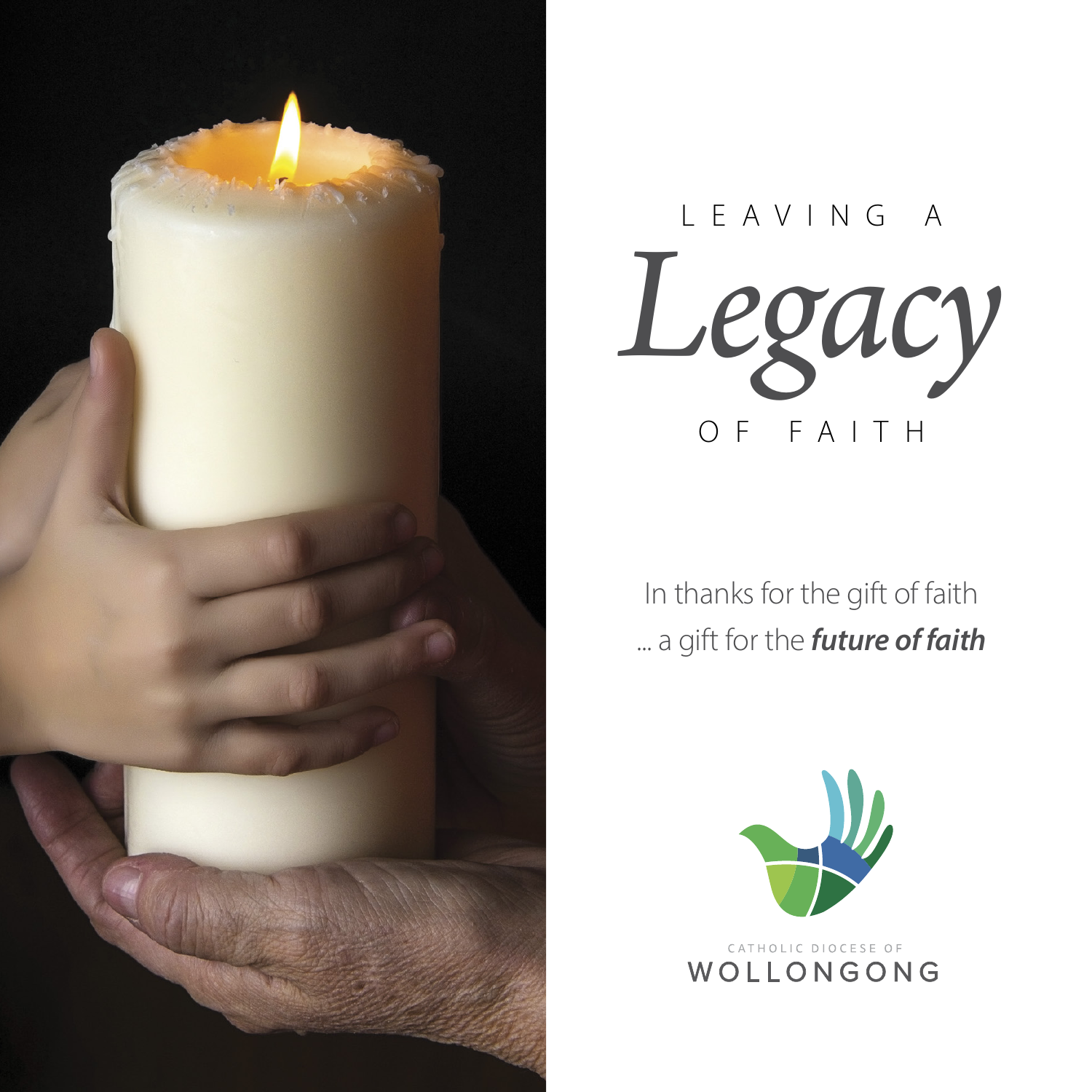# LEAVING A *Legacy* OF FAITH

In thanks for the gift of faith
... a gift for the ***future of faith***

CATHOLIC DIOCESE OF
WOLLONGONG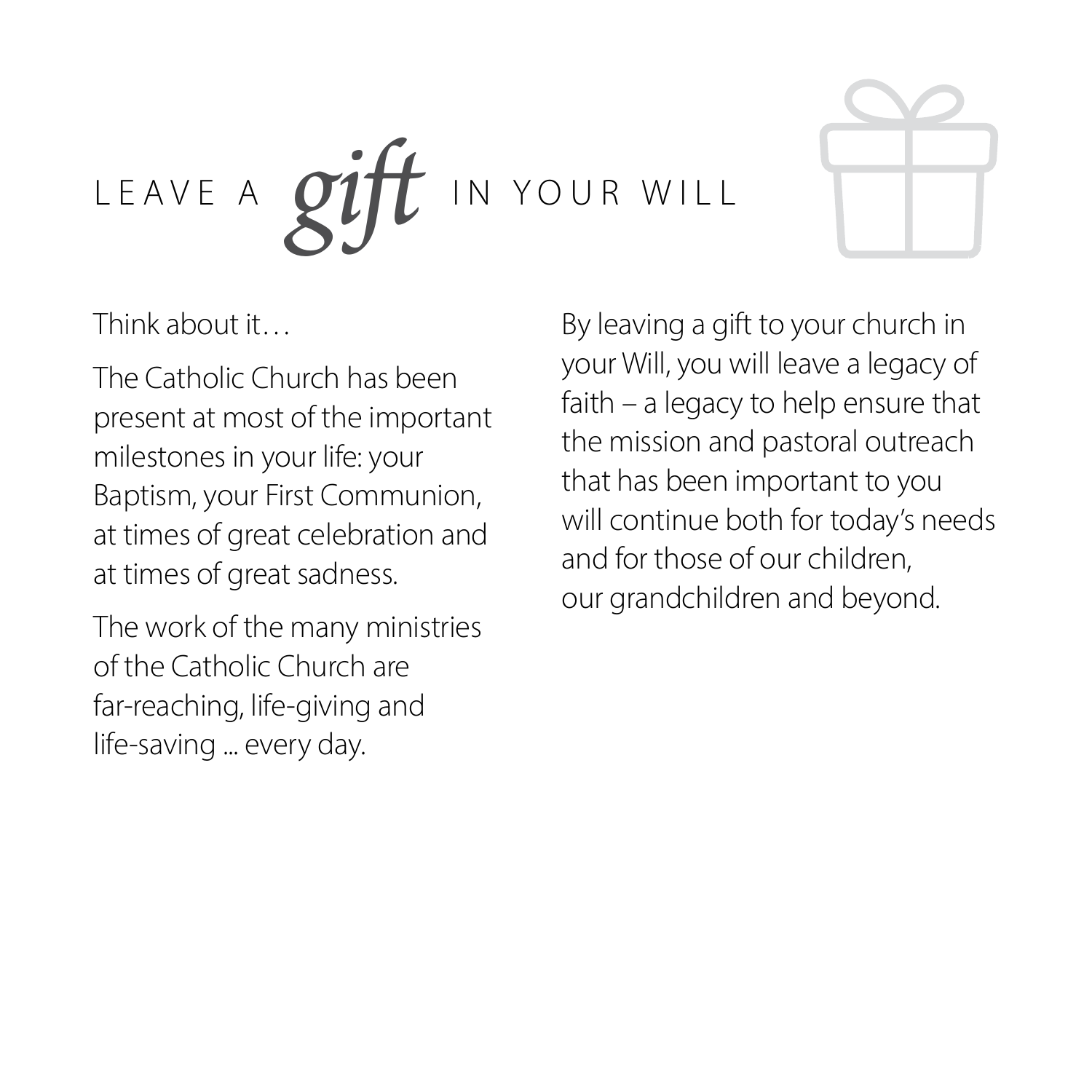# LEAVE A *gift* IN YOUR WILL

Think about it…

The Catholic Church has been present at most of the important milestones in your life: your Baptism, your First Communion, at times of great celebration and at times of great sadness.

The work of the many ministries of the Catholic Church are far-reaching, life-giving and life-saving ... every day.

By leaving a gift to your church in your Will, you will leave a legacy of faith – a legacy to help ensure that the mission and pastoral outreach that has been important to you will continue both for today's needs and for those of our children, our grandchildren and beyond.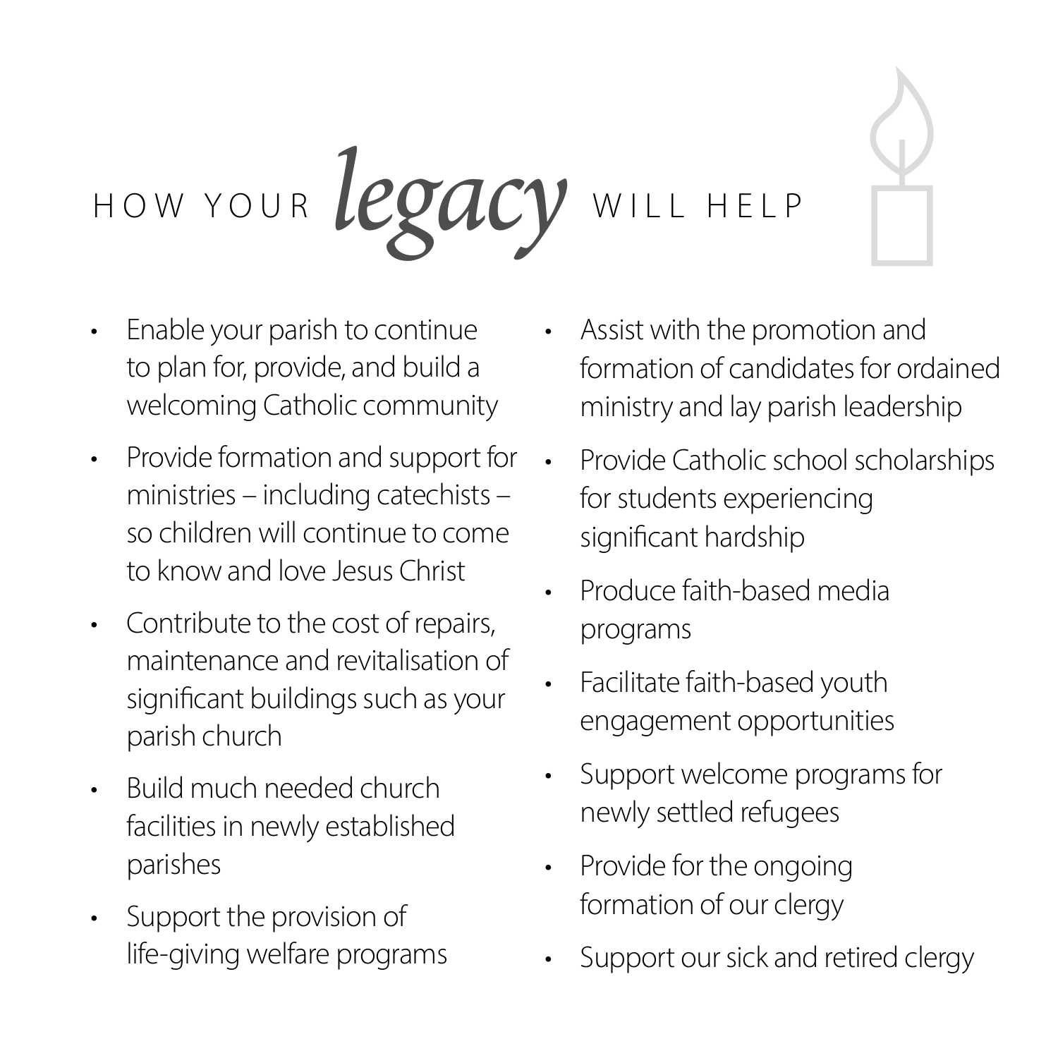# HOW YOUR *legacy* WILL HELP

- Enable your parish to continue to plan for, provide, and build a welcoming Catholic community
- Provide formation and support for ministries – including catechists – so children will continue to come to know and love Jesus Christ
- Contribute to the cost of repairs, maintenance and revitalisation of significant buildings such as your parish church
- Build much needed church facilities in newly established parishes
- Support the provision of life-giving welfare programs
- Assist with the promotion and formation of candidates for ordained ministry and lay parish leadership
- Provide Catholic school scholarships for students experiencing significant hardship
- Produce faith-based media programs
- Facilitate faith-based youth engagement opportunities
- Support welcome programs for newly settled refugees
- Provide for the ongoing formation of our clergy
- Support our sick and retired clergy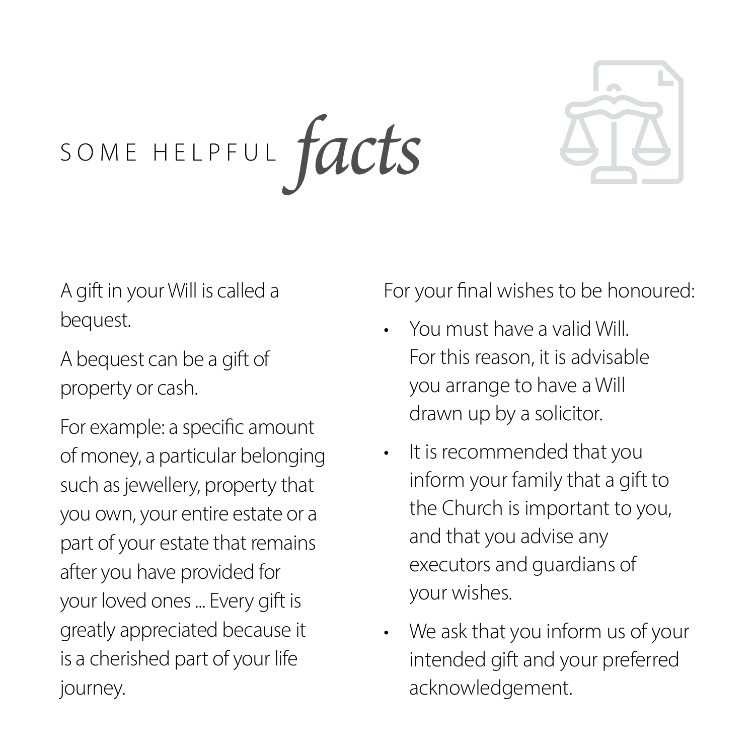# SOME HELPFUL *facts*

A gift in your Will is called a bequest.

A bequest can be a gift of property or cash.

For example: a specific amount of money, a particular belonging such as jewellery, property that you own, your entire estate or a part of your estate that remains after you have provided for your loved ones ... Every gift is greatly appreciated because it is a cherished part of your life journey.

For your final wishes to be honoured:

- You must have a valid Will. For this reason, it is advisable you arrange to have a Will drawn up by a solicitor.
- It is recommended that you inform your family that a gift to the Church is important to you, and that you advise any executors and guardians of your wishes.
- We ask that you inform us of your intended gift and your preferred acknowledgement.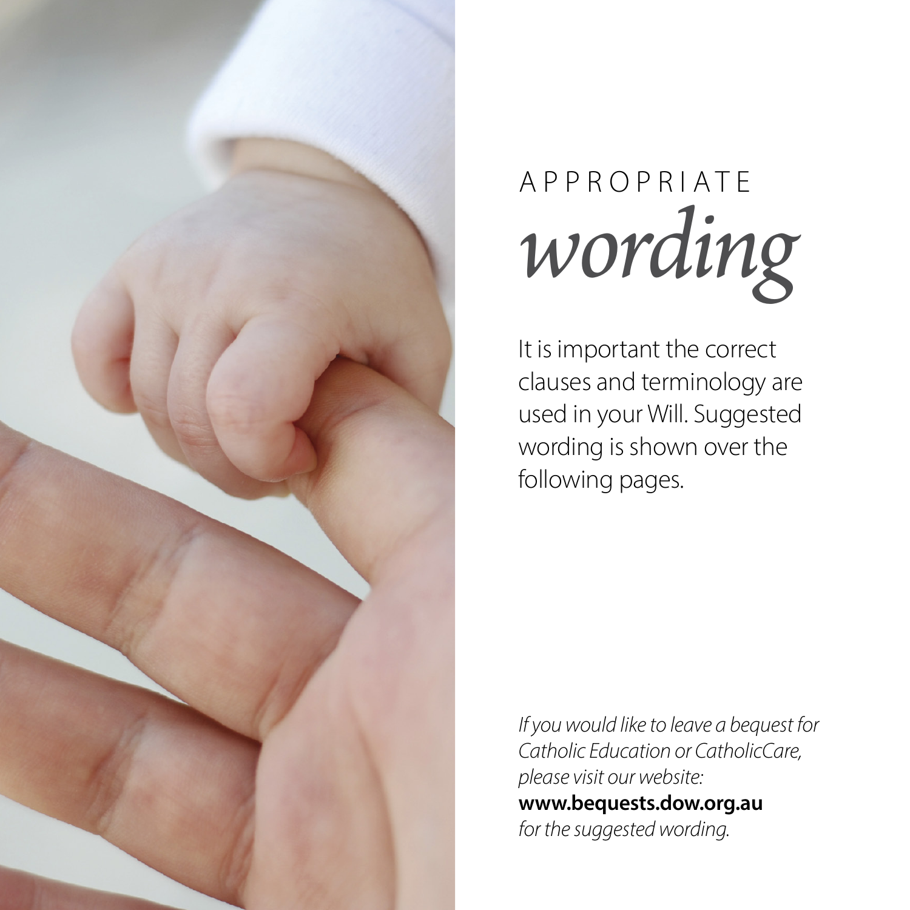# APPROPRIATE *wording*

It is important the correct clauses and terminology are used in your Will. Suggested wording is shown over the following pages.

*If you would like to leave a bequest for Catholic Education or CatholicCare, please visit our website:*
**www.bequests.dow.org.au**
*for the suggested wording.*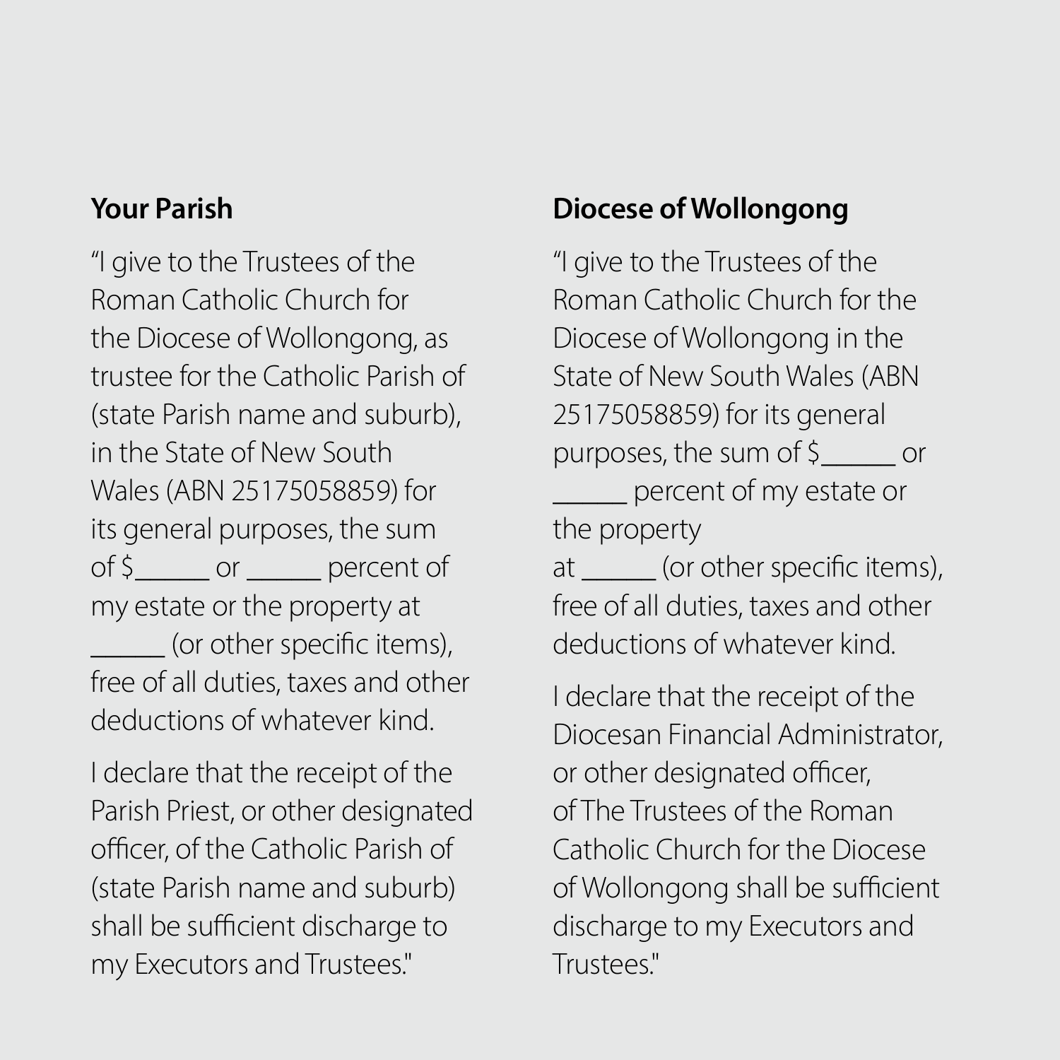## Your Parish

"I give to the Trustees of the Roman Catholic Church for the Diocese of Wollongong, as trustee for the Catholic Parish of (state Parish name and suburb), in the State of New South Wales (ABN 25175058859) for its general purposes, the sum of $_____ or _____ percent of my estate or the property at _____ (or other specific items), free of all duties, taxes and other deductions of whatever kind.

I declare that the receipt of the Parish Priest, or other designated officer, of the Catholic Parish of (state Parish name and suburb) shall be sufficient discharge to my Executors and Trustees."

## Diocese of Wollongong

"I give to the Trustees of the Roman Catholic Church for the Diocese of Wollongong in the State of New South Wales (ABN 25175058859) for its general purposes, the sum of $_____ or _____ percent of my estate or the property at _____ (or other specific items), free of all duties, taxes and other deductions of whatever kind.

I declare that the receipt of the Diocesan Financial Administrator, or other designated officer, of The Trustees of the Roman Catholic Church for the Diocese of Wollongong shall be sufficient discharge to my Executors and Trustees."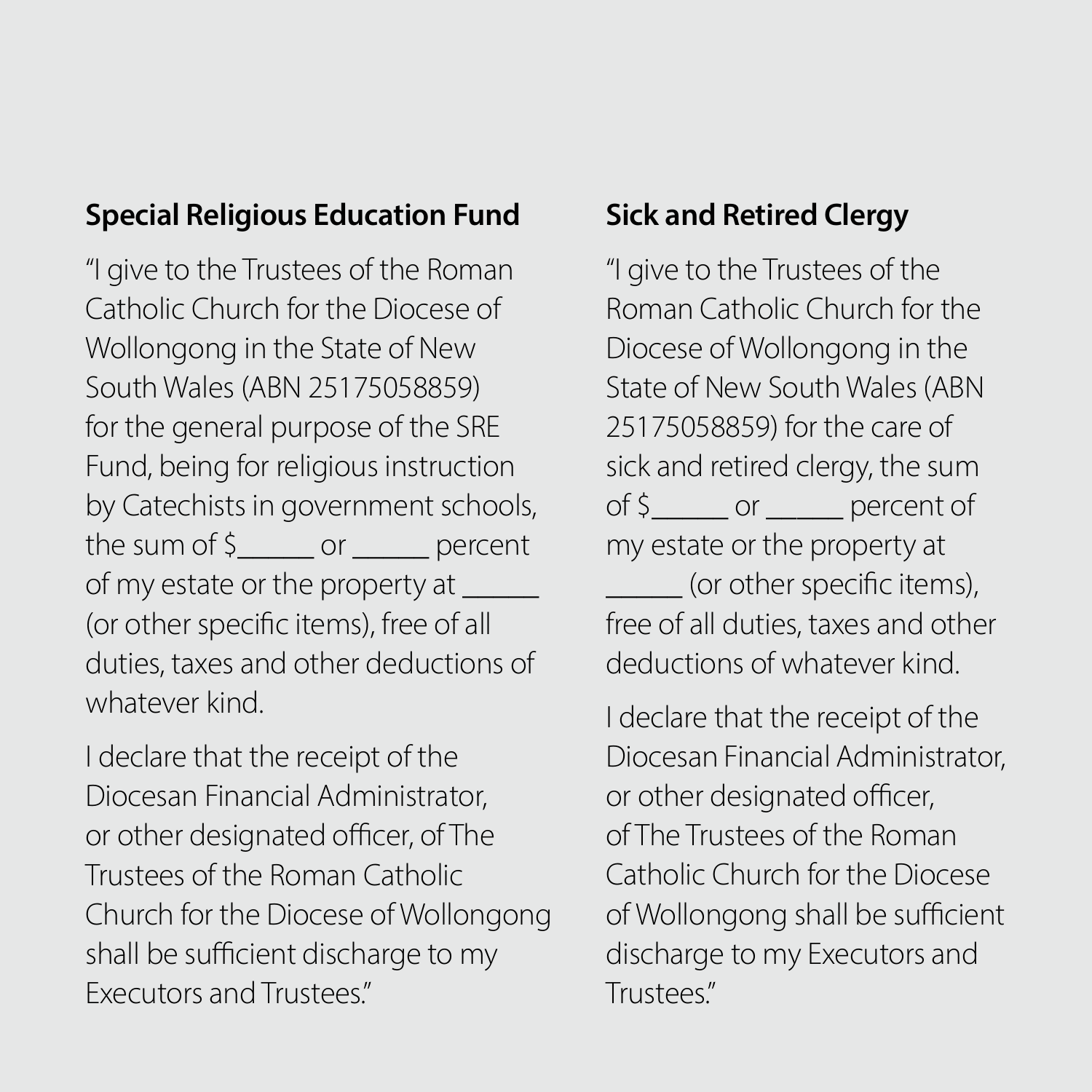## Special Religious Education Fund

“I give to the Trustees of the Roman Catholic Church for the Diocese of Wollongong in the State of New South Wales (ABN 25175058859) for the general purpose of the SRE Fund, being for religious instruction by Catechists in government schools, the sum of $_____ or _____ percent of my estate or the property at _____ (or other specific items), free of all duties, taxes and other deductions of whatever kind.

I declare that the receipt of the Diocesan Financial Administrator, or other designated officer, of The Trustees of the Roman Catholic Church for the Diocese of Wollongong shall be sufficient discharge to my Executors and Trustees.”

## Sick and Retired Clergy

“I give to the Trustees of the Roman Catholic Church for the Diocese of Wollongong in the State of New South Wales (ABN 25175058859) for the care of sick and retired clergy, the sum of $_____ or _____ percent of my estate or the property at _____ (or other specific items), free of all duties, taxes and other deductions of whatever kind.

I declare that the receipt of the Diocesan Financial Administrator, or other designated officer, of The Trustees of the Roman Catholic Church for the Diocese of Wollongong shall be sufficient discharge to my Executors and Trustees.”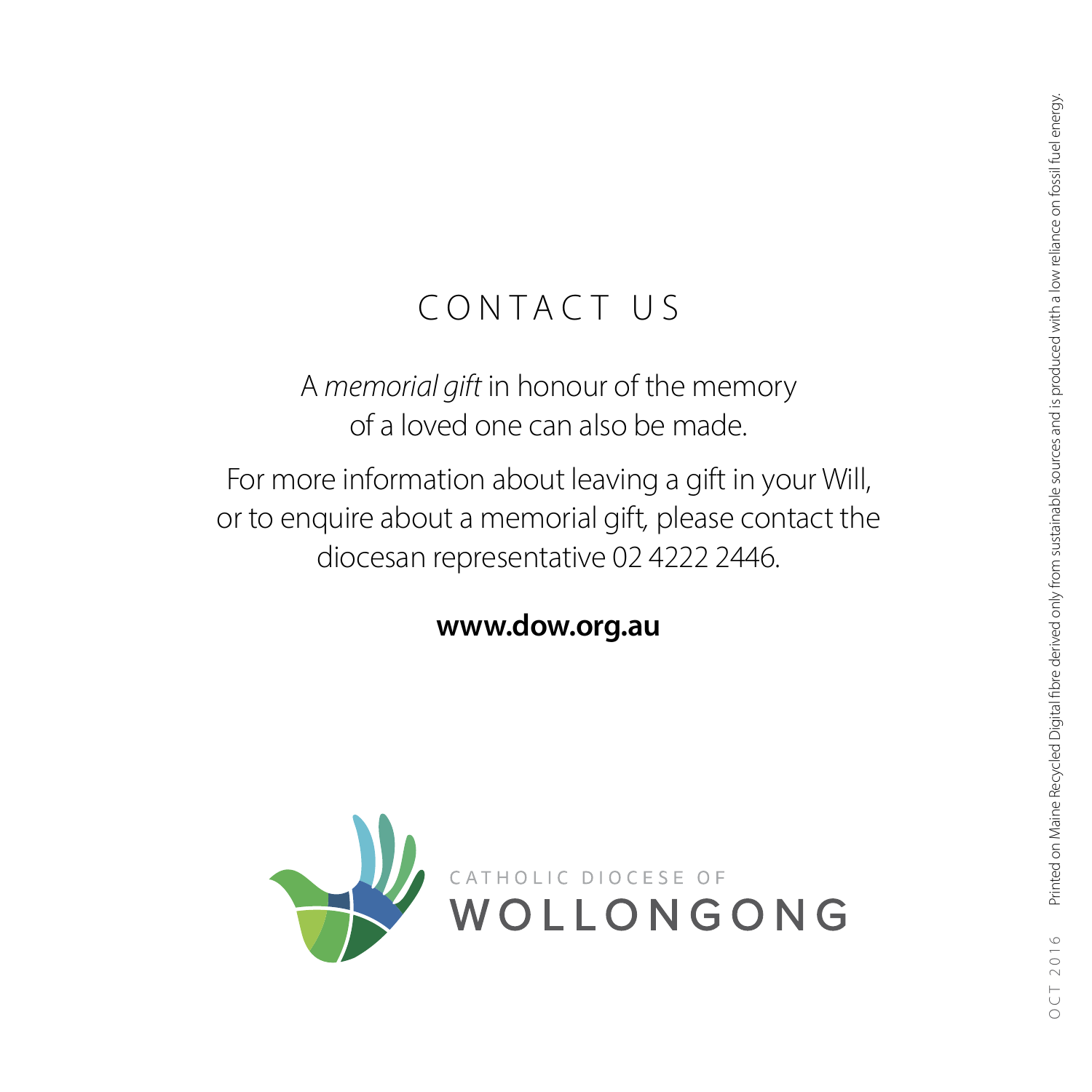# CONTACT US

A *memorial gift* in honour of the memory of a loved one can also be made.

For more information about leaving a gift in your Will, or to enquire about a memorial gift, please contact the diocesan representative 02 4222 2446.

**www.dow.org.au**

CATHOLIC DIOCESE OF WOLLONGONG

OCT 2016 Printed on Maine Recycled Digital fibre derived only from sustainable sources and is produced with a low reliance on fossil fuel energy.